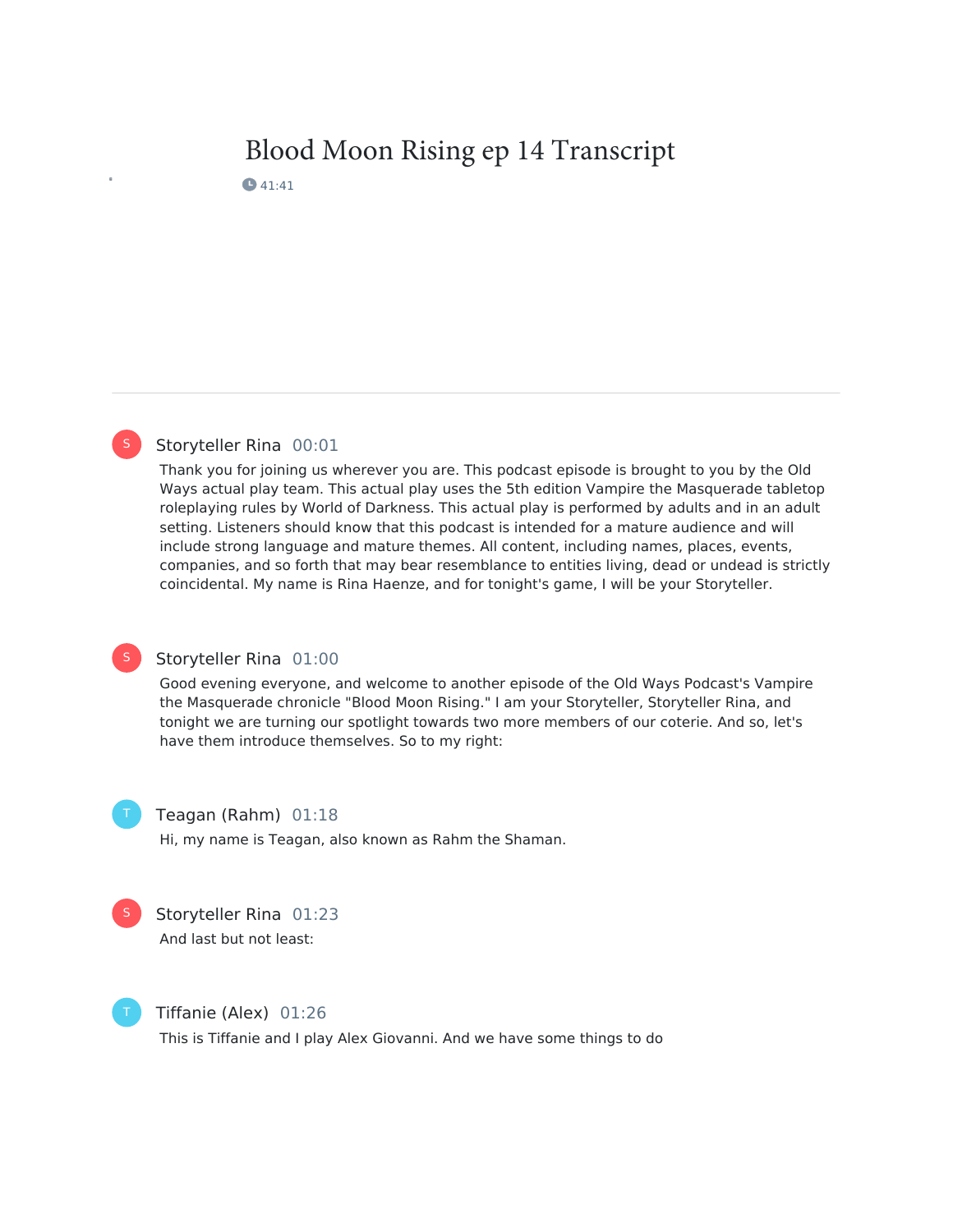# Blood Moon Rising ep 14 Transcript

41:41

---

**Storyteller Rina** 00:01

Thank you for joining us wherever you are. This podcast episode is brought to you by the Old Ways actual play team. This actual play uses the 5th edition Vampire the Masquerade tabletop roleplaying rules by World of Darkness. This actual play is performed by adults and in an adult setting. Listeners should know that this podcast is intended for a mature audience and will include strong language and mature themes. All content, including names, places, events, companies, and so forth that may bear resemblance to entities living, dead or undead is strictly coincidental. My name is Rina Haenze, and for tonight's game, I will be your Storyteller.

**Storyteller Rina** 01:00

Good evening everyone, and welcome to another episode of the Old Ways Podcast's Vampire the Masquerade chronicle "Blood Moon Rising." I am your Storyteller, Storyteller Rina, and tonight we are turning our spotlight towards two more members of our coterie. And so, let's have them introduce themselves. So to my right:

**Teagan (Rahm)** 01:18

Hi, my name is Teagan, also known as Rahm the Shaman.

**Storyteller Rina** 01:23

And last but not least:

**Tiffanie (Alex)** 01:26

This is Tiffanie and I play Alex Giovanni. And we have some things to do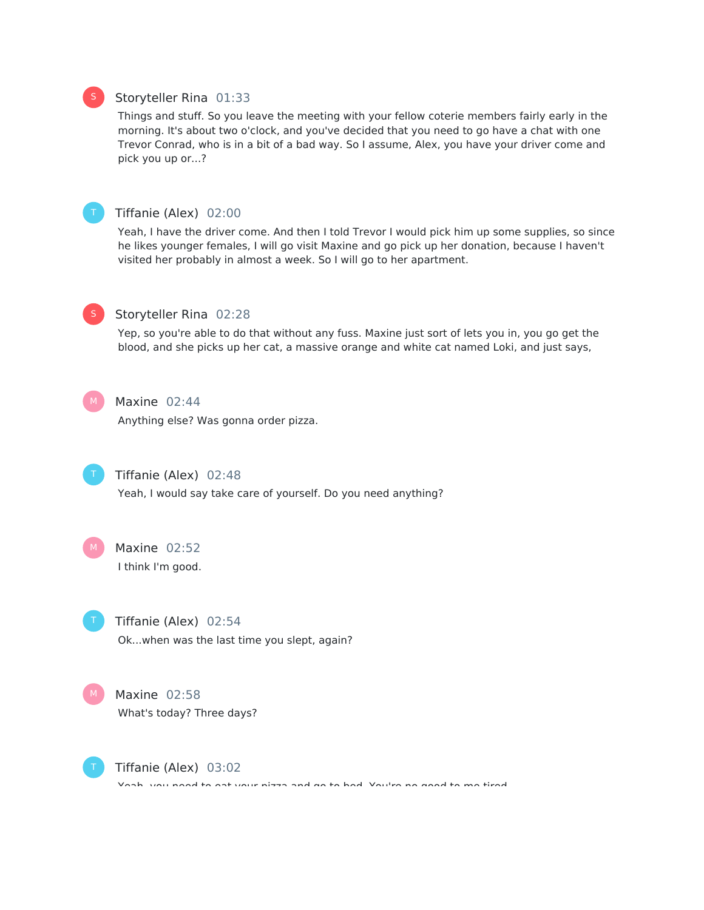**Storyteller Rina** 01:33

Things and stuff. So you leave the meeting with your fellow coterie members fairly early in the morning. It's about two o'clock, and you've decided that you need to go have a chat with one Trevor Conrad, who is in a bit of a bad way. So I assume, Alex, you have your driver come and pick you up or...?

**Tiffanie (Alex)** 02:00

Yeah, I have the driver come. And then I told Trevor I would pick him up some supplies, so since he likes younger females, I will go visit Maxine and go pick up her donation, because I haven't visited her probably in almost a week. So I will go to her apartment.

**Storyteller Rina** 02:28

Yep, so you're able to do that without any fuss. Maxine just sort of lets you in, you go get the blood, and she picks up her cat, a massive orange and white cat named Loki, and just says,

**Maxine** 02:44

Anything else? Was gonna order pizza.

**Tiffanie (Alex)** 02:48

Yeah, I would say take care of yourself. Do you need anything?

**Maxine** 02:52

I think I'm good.

**Tiffanie (Alex)** 02:54

Ok...when was the last time you slept, again?

**Maxine** 02:58

What's today? Three days?

**Tiffanie (Alex)** 03:02

Yeah, you need to eat your pizza and go to bed. You're no good to me tired.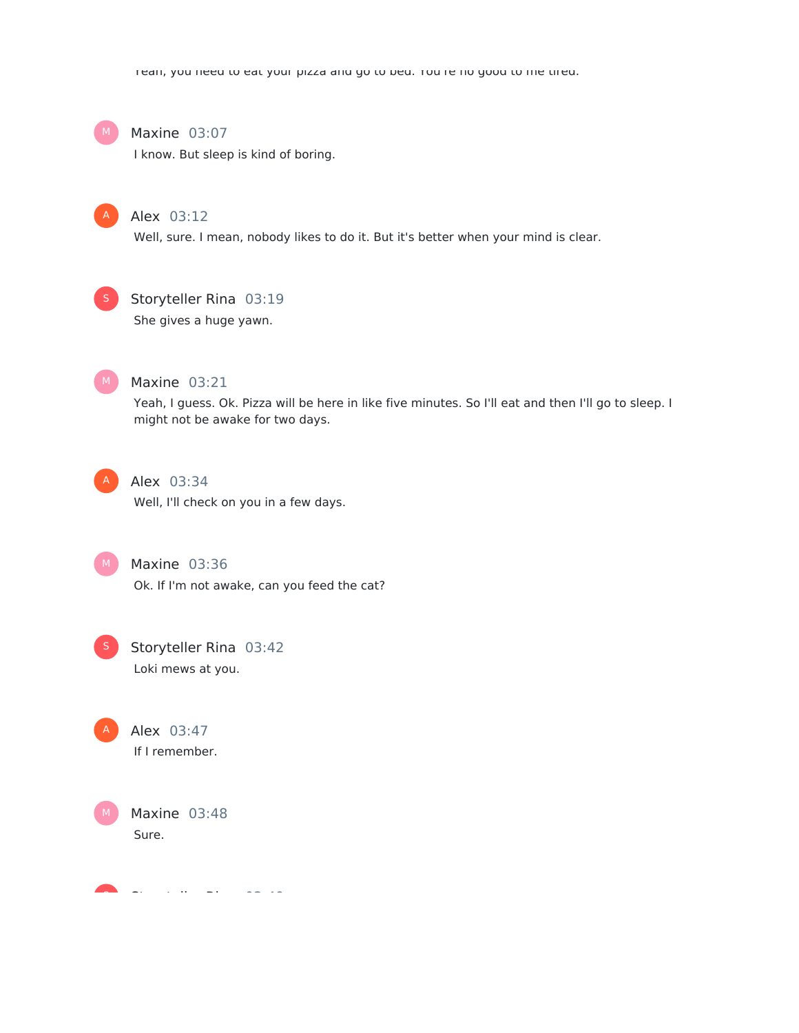Yeah, you need to eat your pizza and go to bed. You're no good to me tired.

**Maxine** 03:07

I know. But sleep is kind of boring.

**Alex** 03:12

Well, sure. I mean, nobody likes to do it. But it's better when your mind is clear.

**Storyteller Rina** 03:19

She gives a huge yawn.

**Maxine** 03:21

Yeah, I guess. Ok. Pizza will be here in like five minutes. So I'll eat and then I'll go to sleep. I might not be awake for two days.

**Alex** 03:34

Well, I'll check on you in a few days.

**Maxine** 03:36

Ok. If I'm not awake, can you feed the cat?

**Storyteller Rina** 03:42

Loki mews at you.

**Alex** 03:47

If I remember.

**Maxine** 03:48

Sure.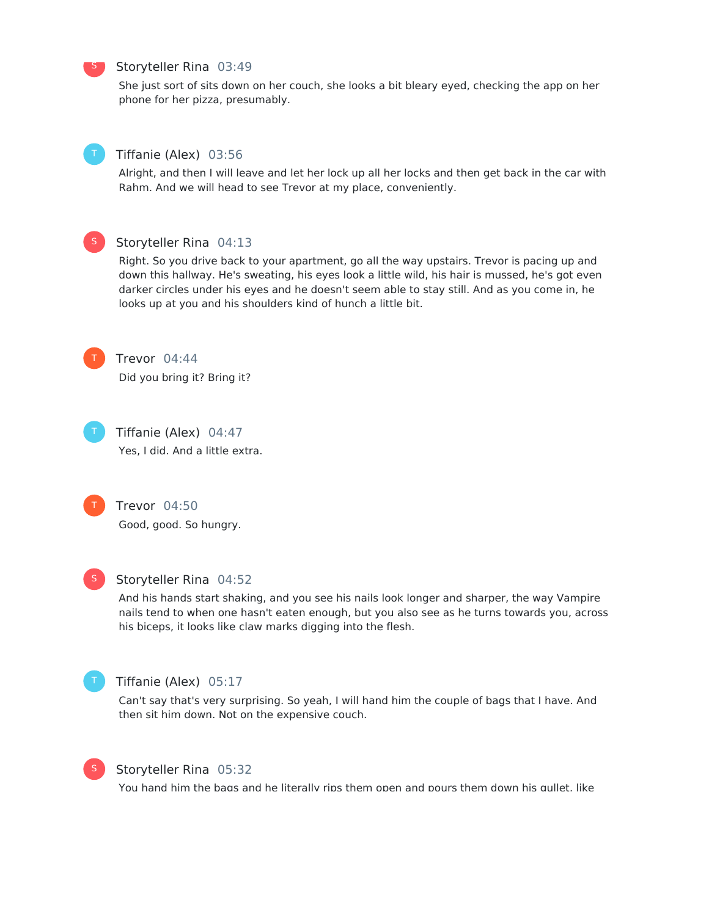**Storyteller Rina** 03:49

She just sort of sits down on her couch, she looks a bit bleary eyed, checking the app on her phone for her pizza, presumably.

**Tiffanie (Alex)** 03:56

Alright, and then I will leave and let her lock up all her locks and then get back in the car with Rahm. And we will head to see Trevor at my place, conveniently.

**Storyteller Rina** 04:13

Right. So you drive back to your apartment, go all the way upstairs. Trevor is pacing up and down this hallway. He's sweating, his eyes look a little wild, his hair is mussed, he's got even darker circles under his eyes and he doesn't seem able to stay still. And as you come in, he looks up at you and his shoulders kind of hunch a little bit.

**Trevor** 04:44

Did you bring it? Bring it?

**Tiffanie (Alex)** 04:47

Yes, I did. And a little extra.

**Trevor** 04:50

Good, good. So hungry.

**Storyteller Rina** 04:52

And his hands start shaking, and you see his nails look longer and sharper, the way Vampire nails tend to when one hasn't eaten enough, but you also see as he turns towards you, across his biceps, it looks like claw marks digging into the flesh.

**Tiffanie (Alex)** 05:17

Can't say that's very surprising. So yeah, I will hand him the couple of bags that I have. And then sit him down. Not on the expensive couch.

**Storyteller Rina** 05:32

You hand him the bags and he literally rips them open and pours them down his gullet, like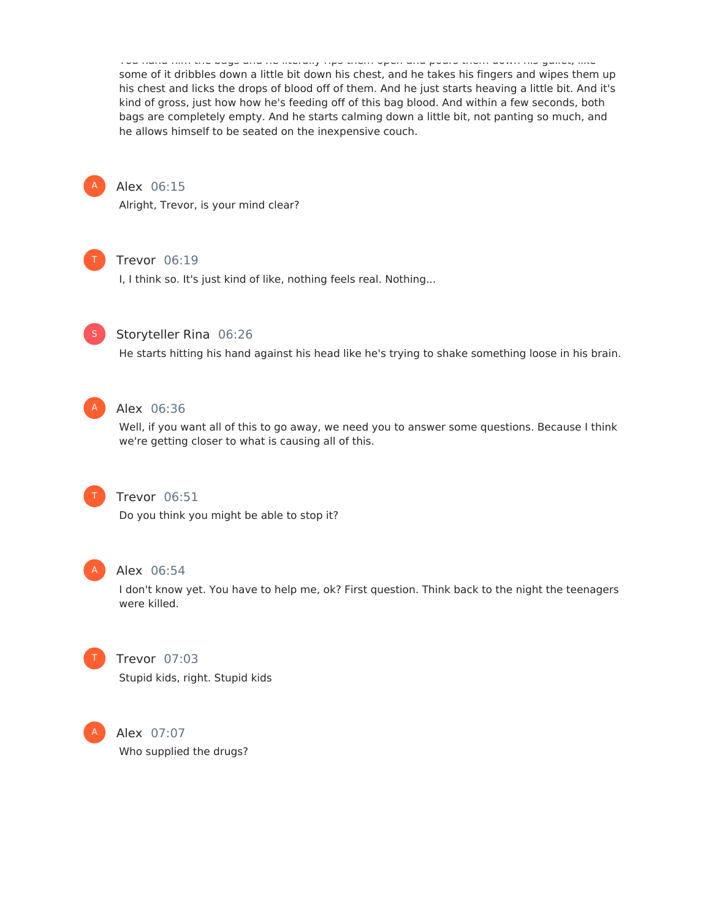You hand him the bags and he literally rips them open and pours them down his gullet, like some of it dribbles down a little bit down his chest, and he takes his fingers and wipes them up his chest and licks the drops of blood off of them. And he just starts heaving a little bit. And it's kind of gross, just how how he's feeding off of this bag blood. And within a few seconds, both bags are completely empty. And he starts calming down a little bit, not panting so much, and he allows himself to be seated on the inexpensive couch.

**Alex** 06:15

Alright, Trevor, is your mind clear?

**Trevor** 06:19

I, I think so. It's just kind of like, nothing feels real. Nothing...

**Storyteller Rina** 06:26

He starts hitting his hand against his head like he's trying to shake something loose in his brain.

**Alex** 06:36

Well, if you want all of this to go away, we need you to answer some questions. Because I think we're getting closer to what is causing all of this.

**Trevor** 06:51

Do you think you might be able to stop it?

**Alex** 06:54

I don't know yet. You have to help me, ok? First question. Think back to the night the teenagers were killed.

**Trevor** 07:03

Stupid kids, right. Stupid kids

**Alex** 07:07

Who supplied the drugs?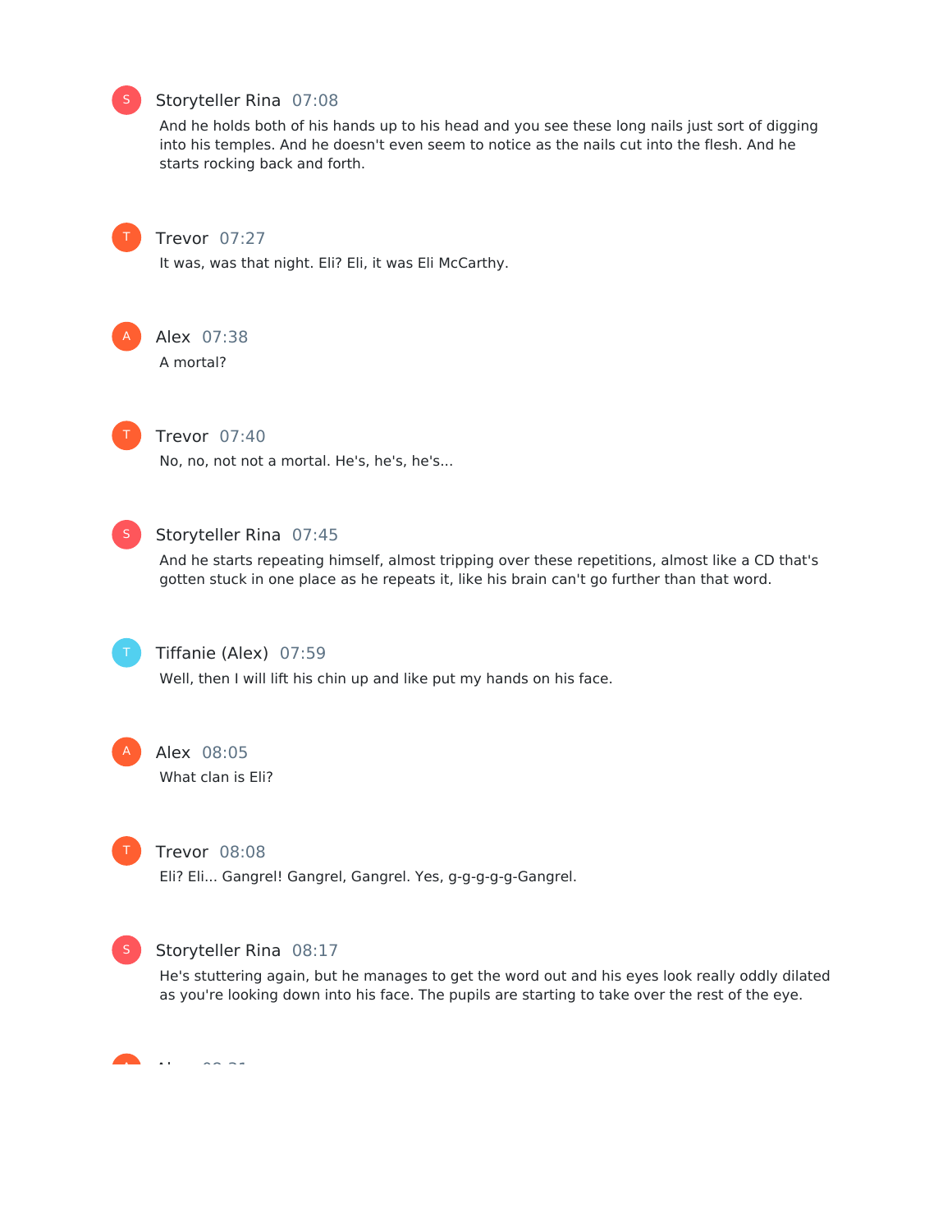**Storyteller Rina** 07:08

And he holds both of his hands up to his head and you see these long nails just sort of digging into his temples. And he doesn't even seem to notice as the nails cut into the flesh. And he starts rocking back and forth.

**Trevor** 07:27

It was, was that night. Eli? Eli, it was Eli McCarthy.

**Alex** 07:38

A mortal?

**Trevor** 07:40

No, no, not not a mortal. He's, he's, he's...

**Storyteller Rina** 07:45

And he starts repeating himself, almost tripping over these repetitions, almost like a CD that's gotten stuck in one place as he repeats it, like his brain can't go further than that word.

**Tiffanie (Alex)** 07:59

Well, then I will lift his chin up and like put my hands on his face.

**Alex** 08:05

What clan is Eli?

**Trevor** 08:08

Eli? Eli... Gangrel! Gangrel, Gangrel. Yes, g-g-g-g-g-Gangrel.

**Storyteller Rina** 08:17

He's stuttering again, but he manages to get the word out and his eyes look really oddly dilated as you're looking down into his face. The pupils are starting to take over the rest of the eye.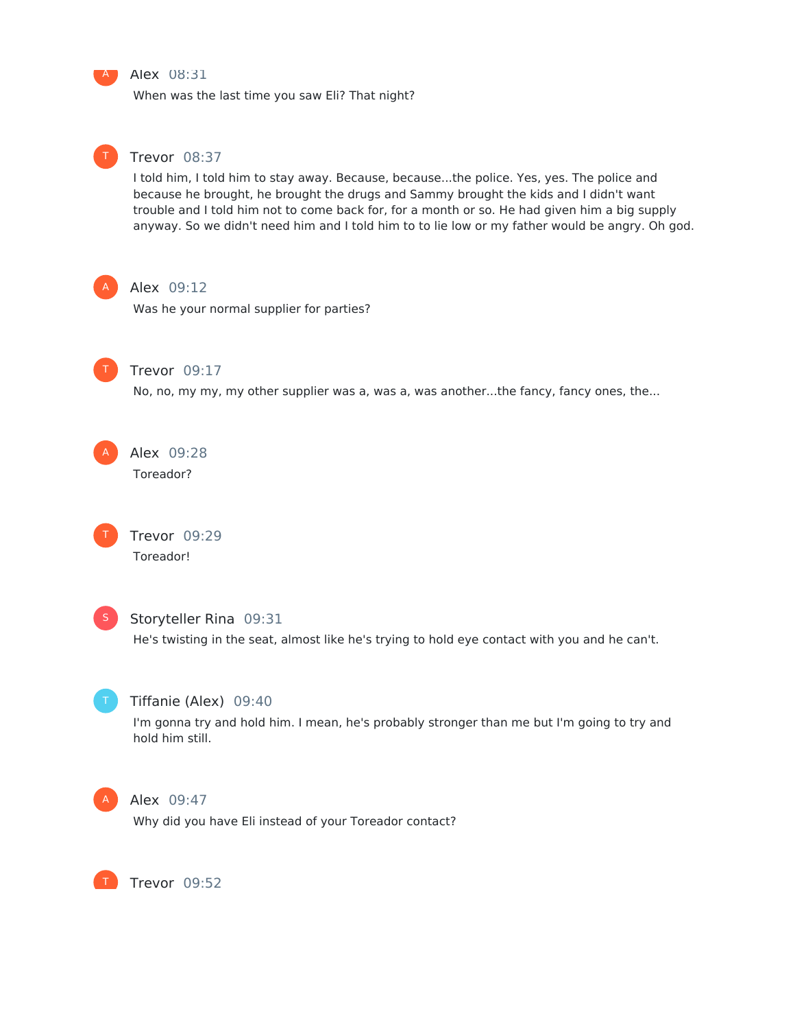**Alex** 08:31

When was the last time you saw Eli? That night?

**Trevor** 08:37

I told him, I told him to stay away. Because, because...the police. Yes, yes. The police and because he brought, he brought the drugs and Sammy brought the kids and I didn't want trouble and I told him not to come back for, for a month or so. He had given him a big supply anyway. So we didn't need him and I told him to to lie low or my father would be angry. Oh god.

**Alex** 09:12

Was he your normal supplier for parties?

**Trevor** 09:17

No, no, my my, my other supplier was a, was a, was another...the fancy, fancy ones, the...

**Alex** 09:28

Toreador?

**Trevor** 09:29

Toreador!

**Storyteller Rina** 09:31

He's twisting in the seat, almost like he's trying to hold eye contact with you and he can't.

**Tiffanie (Alex)** 09:40

I'm gonna try and hold him. I mean, he's probably stronger than me but I'm going to try and hold him still.

**Alex** 09:47

Why did you have Eli instead of your Toreador contact?

**Trevor** 09:52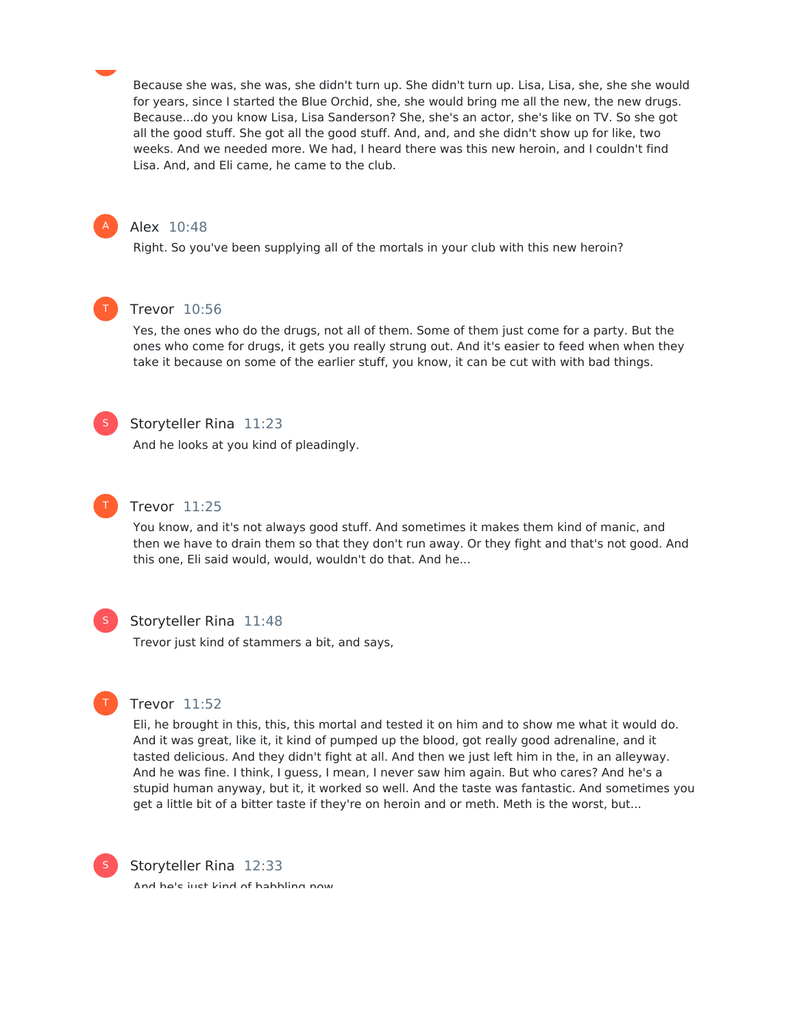Because she was, she was, she didn't turn up. She didn't turn up. Lisa, Lisa, she, she she would for years, since I started the Blue Orchid, she, she would bring me all the new, the new drugs. Because...do you know Lisa, Lisa Sanderson? She, she's an actor, she's like on TV. So she got all the good stuff. She got all the good stuff. And, and, and she didn't show up for like, two weeks. And we needed more. We had, I heard there was this new heroin, and I couldn't find Lisa. And, and Eli came, he came to the club.

**Alex** 10:48

Right. So you've been supplying all of the mortals in your club with this new heroin?

**Trevor** 10:56

Yes, the ones who do the drugs, not all of them. Some of them just come for a party. But the ones who come for drugs, it gets you really strung out. And it's easier to feed when when they take it because on some of the earlier stuff, you know, it can be cut with with bad things.

**Storyteller Rina** 11:23

And he looks at you kind of pleadingly.

**Trevor** 11:25

You know, and it's not always good stuff. And sometimes it makes them kind of manic, and then we have to drain them so that they don't run away. Or they fight and that's not good. And this one, Eli said would, would, wouldn't do that. And he...

**Storyteller Rina** 11:48

Trevor just kind of stammers a bit, and says,

**Trevor** 11:52

Eli, he brought in this, this, this mortal and tested it on him and to show me what it would do. And it was great, like it, it kind of pumped up the blood, got really good adrenaline, and it tasted delicious. And they didn't fight at all. And then we just left him in the, in an alleyway. And he was fine. I think, I guess, I mean, I never saw him again. But who cares? And he's a stupid human anyway, but it, it worked so well. And the taste was fantastic. And sometimes you get a little bit of a bitter taste if they're on heroin and or meth. Meth is the worst, but...

**Storyteller Rina** 12:33

And he's just kind of babbling now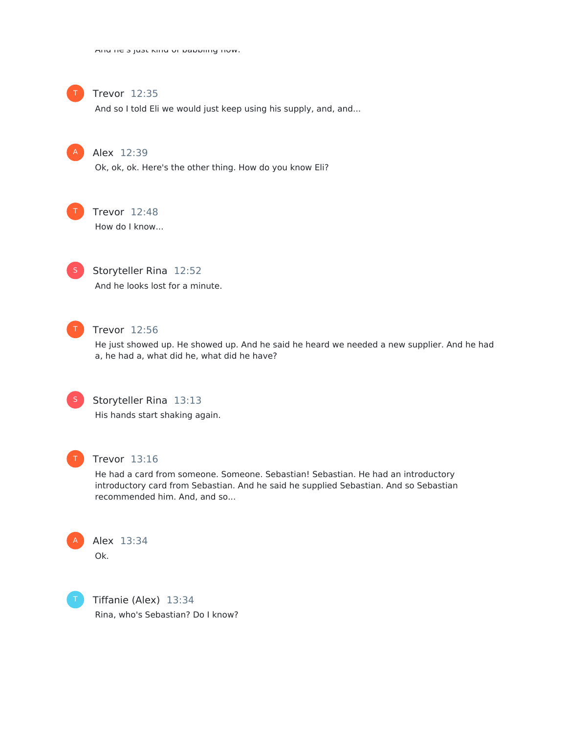And he's just kind of babbling now.

**Trevor** 12:35
And so I told Eli we would just keep using his supply, and, and...

**Alex** 12:39
Ok, ok, ok. Here's the other thing. How do you know Eli?

**Trevor** 12:48
How do I know...

**Storyteller Rina** 12:52
And he looks lost for a minute.

**Trevor** 12:56
He just showed up. He showed up. And he said he heard we needed a new supplier. And he had a, he had a, what did he, what did he have?

**Storyteller Rina** 13:13
His hands start shaking again.

**Trevor** 13:16
He had a card from someone. Someone. Sebastian! Sebastian. He had an introductory introductory card from Sebastian. And he said he supplied Sebastian. And so Sebastian recommended him. And, and so...

**Alex** 13:34
Ok.

**Tiffanie (Alex)** 13:34
Rina, who's Sebastian? Do I know?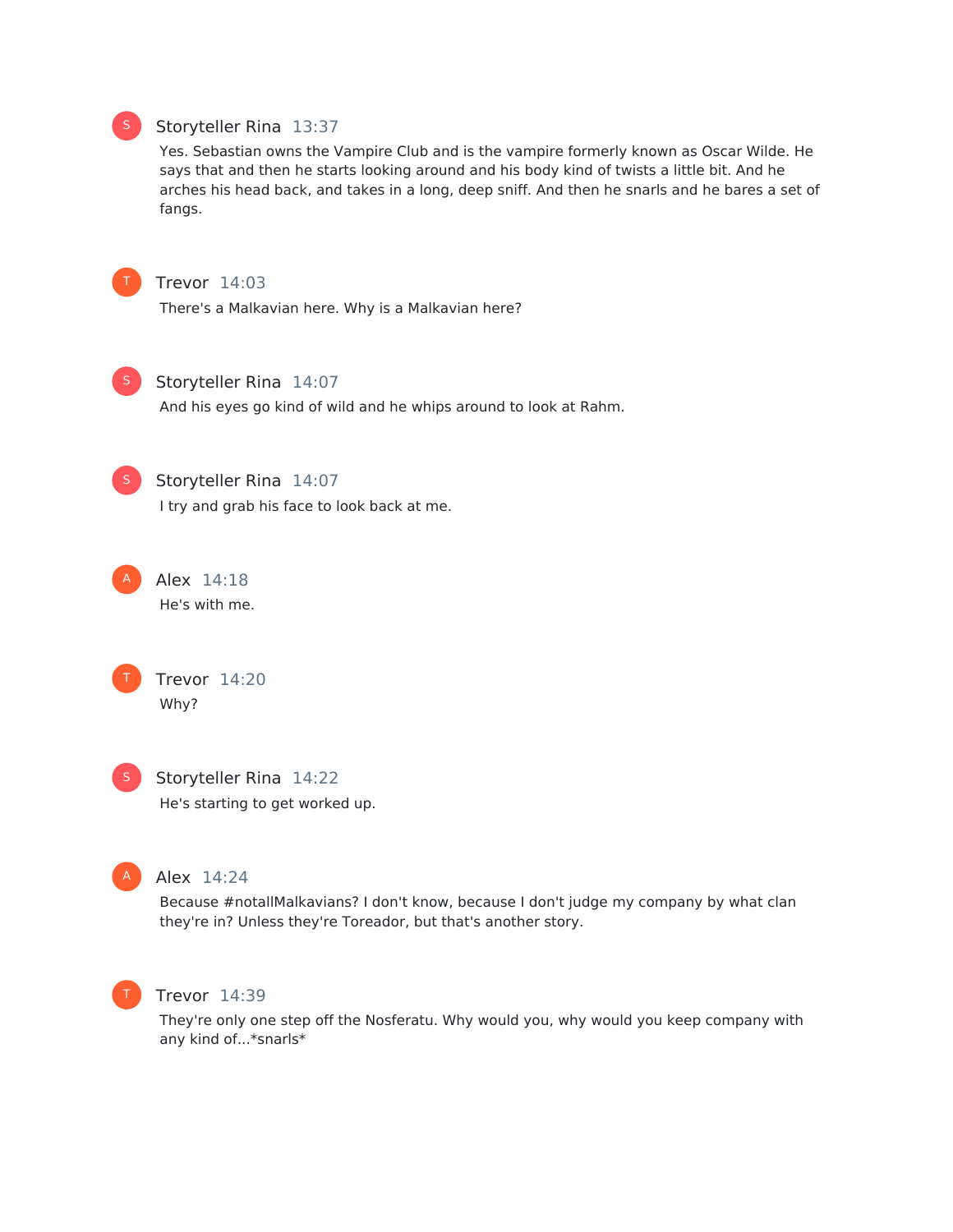**Storyteller Rina** 13:37

Yes. Sebastian owns the Vampire Club and is the vampire formerly known as Oscar Wilde. He says that and then he starts looking around and his body kind of twists a little bit. And he arches his head back, and takes in a long, deep sniff. And then he snarls and he bares a set of fangs.

**Trevor** 14:03

There's a Malkavian here. Why is a Malkavian here?

**Storyteller Rina** 14:07

And his eyes go kind of wild and he whips around to look at Rahm.

**Storyteller Rina** 14:07

I try and grab his face to look back at me.

**Alex** 14:18

He's with me.

**Trevor** 14:20

Why?

**Storyteller Rina** 14:22

He's starting to get worked up.

**Alex** 14:24

Because #notallMalkavians? I don't know, because I don't judge my company by what clan they're in? Unless they're Toreador, but that's another story.

**Trevor** 14:39

They're only one step off the Nosferatu. Why would you, why would you keep company with any kind of...*snarls*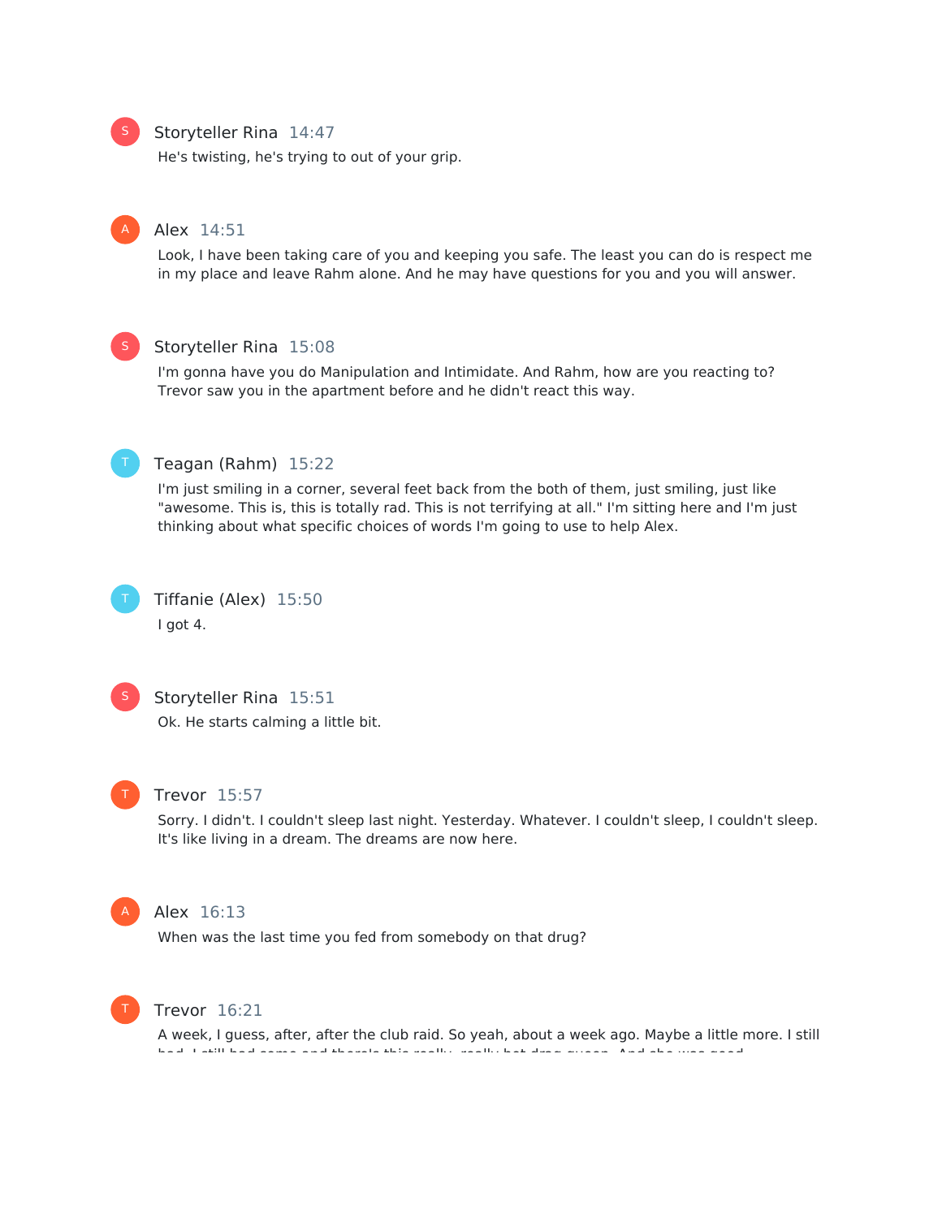**Storyteller Rina** 14:47

He's twisting, he's trying to out of your grip.

**Alex** 14:51

Look, I have been taking care of you and keeping you safe. The least you can do is respect me in my place and leave Rahm alone. And he may have questions for you and you will answer.

**Storyteller Rina** 15:08

I'm gonna have you do Manipulation and Intimidate. And Rahm, how are you reacting to? Trevor saw you in the apartment before and he didn't react this way.

**Teagan (Rahm)** 15:22

I'm just smiling in a corner, several feet back from the both of them, just smiling, just like "awesome. This is, this is totally rad. This is not terrifying at all." I'm sitting here and I'm just thinking about what specific choices of words I'm going to use to help Alex.

**Tiffanie (Alex)** 15:50

I got 4.

**Storyteller Rina** 15:51

Ok. He starts calming a little bit.

**Trevor** 15:57

Sorry. I didn't. I couldn't sleep last night. Yesterday. Whatever. I couldn't sleep, I couldn't sleep. It's like living in a dream. The dreams are now here.

**Alex** 16:13

When was the last time you fed from somebody on that drug?

**Trevor** 16:21

A week, I guess, after, after the club raid. So yeah, about a week ago. Maybe a little more. I still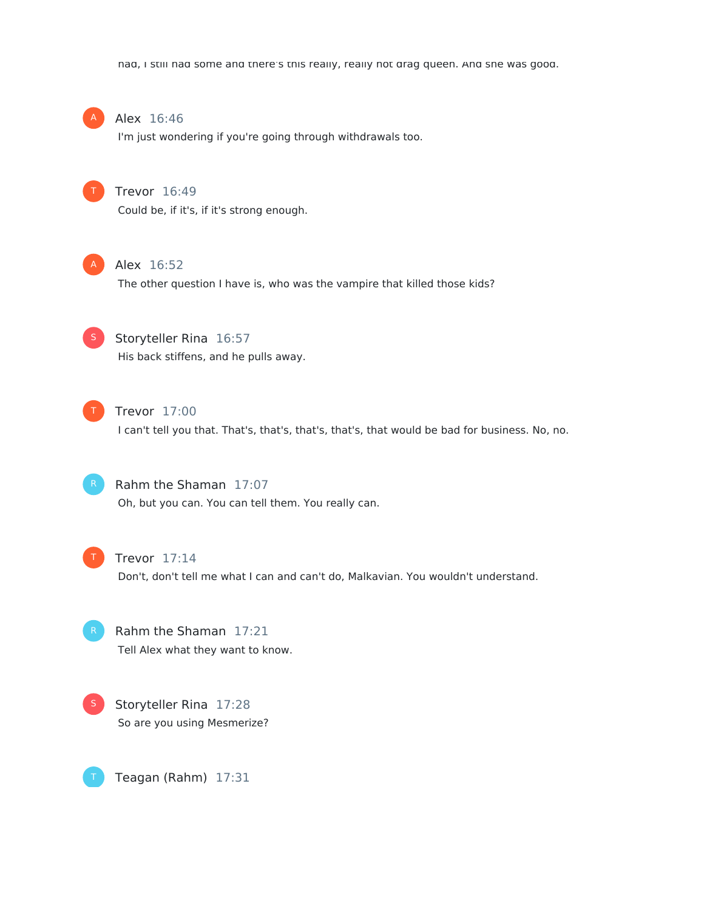had, I still had some and there's this really, really hot drag queen. And she was good.

**Alex** 16:46

I'm just wondering if you're going through withdrawals too.

**Trevor** 16:49

Could be, if it's, if it's strong enough.

**Alex** 16:52

The other question I have is, who was the vampire that killed those kids?

**Storyteller Rina** 16:57

His back stiffens, and he pulls away.

**Trevor** 17:00

I can't tell you that. That's, that's, that's, that's, that would be bad for business. No, no.

**Rahm the Shaman** 17:07

Oh, but you can. You can tell them. You really can.

**Trevor** 17:14

Don't, don't tell me what I can and can't do, Malkavian. You wouldn't understand.

**Rahm the Shaman** 17:21

Tell Alex what they want to know.

**Storyteller Rina** 17:28

So are you using Mesmerize?

**Teagan (Rahm)** 17:31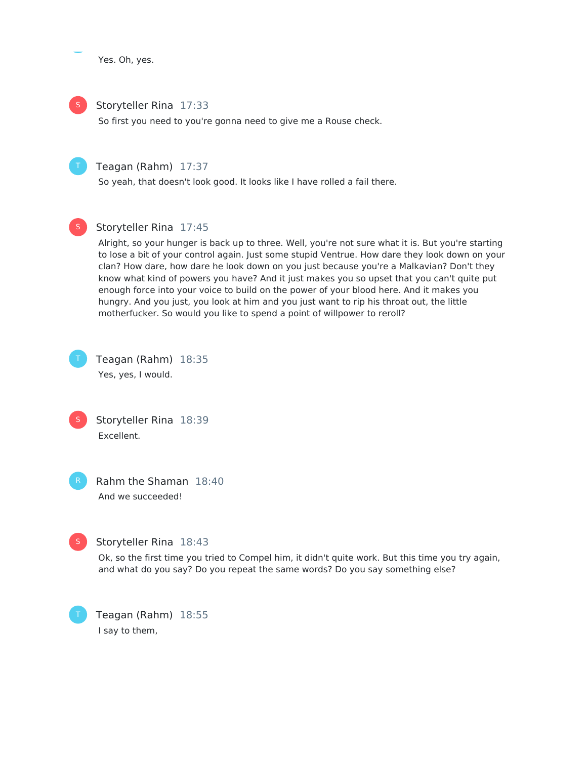Yes. Oh, yes.

**Storyteller Rina** 17:33

So first you need to you're gonna need to give me a Rouse check.

**Teagan (Rahm)** 17:37

So yeah, that doesn't look good. It looks like I have rolled a fail there.

**Storyteller Rina** 17:45

Alright, so your hunger is back up to three. Well, you're not sure what it is. But you're starting to lose a bit of your control again. Just some stupid Ventrue. How dare they look down on your clan? How dare, how dare he look down on you just because you're a Malkavian? Don't they know what kind of powers you have? And it just makes you so upset that you can't quite put enough force into your voice to build on the power of your blood here. And it makes you hungry. And you just, you look at him and you just want to rip his throat out, the little motherfucker. So would you like to spend a point of willpower to reroll?

**Teagan (Rahm)** 18:35

Yes, yes, I would.

**Storyteller Rina** 18:39

Excellent.

**Rahm the Shaman** 18:40

And we succeeded!

**Storyteller Rina** 18:43

Ok, so the first time you tried to Compel him, it didn't quite work. But this time you try again, and what do you say? Do you repeat the same words? Do you say something else?

**Teagan (Rahm)** 18:55

I say to them,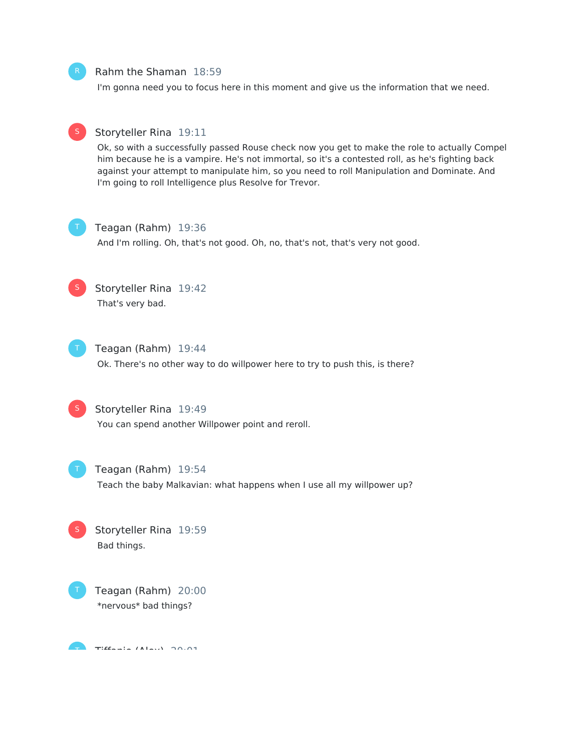**Rahm the Shaman** 18:59

I'm gonna need you to focus here in this moment and give us the information that we need.

**Storyteller Rina** 19:11

Ok, so with a successfully passed Rouse check now you get to make the role to actually Compel him because he is a vampire. He's not immortal, so it's a contested roll, as he's fighting back against your attempt to manipulate him, so you need to roll Manipulation and Dominate. And I'm going to roll Intelligence plus Resolve for Trevor.

**Teagan (Rahm)** 19:36

And I'm rolling. Oh, that's not good. Oh, no, that's not, that's very not good.

**Storyteller Rina** 19:42

That's very bad.

**Teagan (Rahm)** 19:44

Ok. There's no other way to do willpower here to try to push this, is there?

**Storyteller Rina** 19:49

You can spend another Willpower point and reroll.

**Teagan (Rahm)** 19:54

Teach the baby Malkavian: what happens when I use all my willpower up?

**Storyteller Rina** 19:59

Bad things.

**Teagan (Rahm)** 20:00

*nervous* bad things?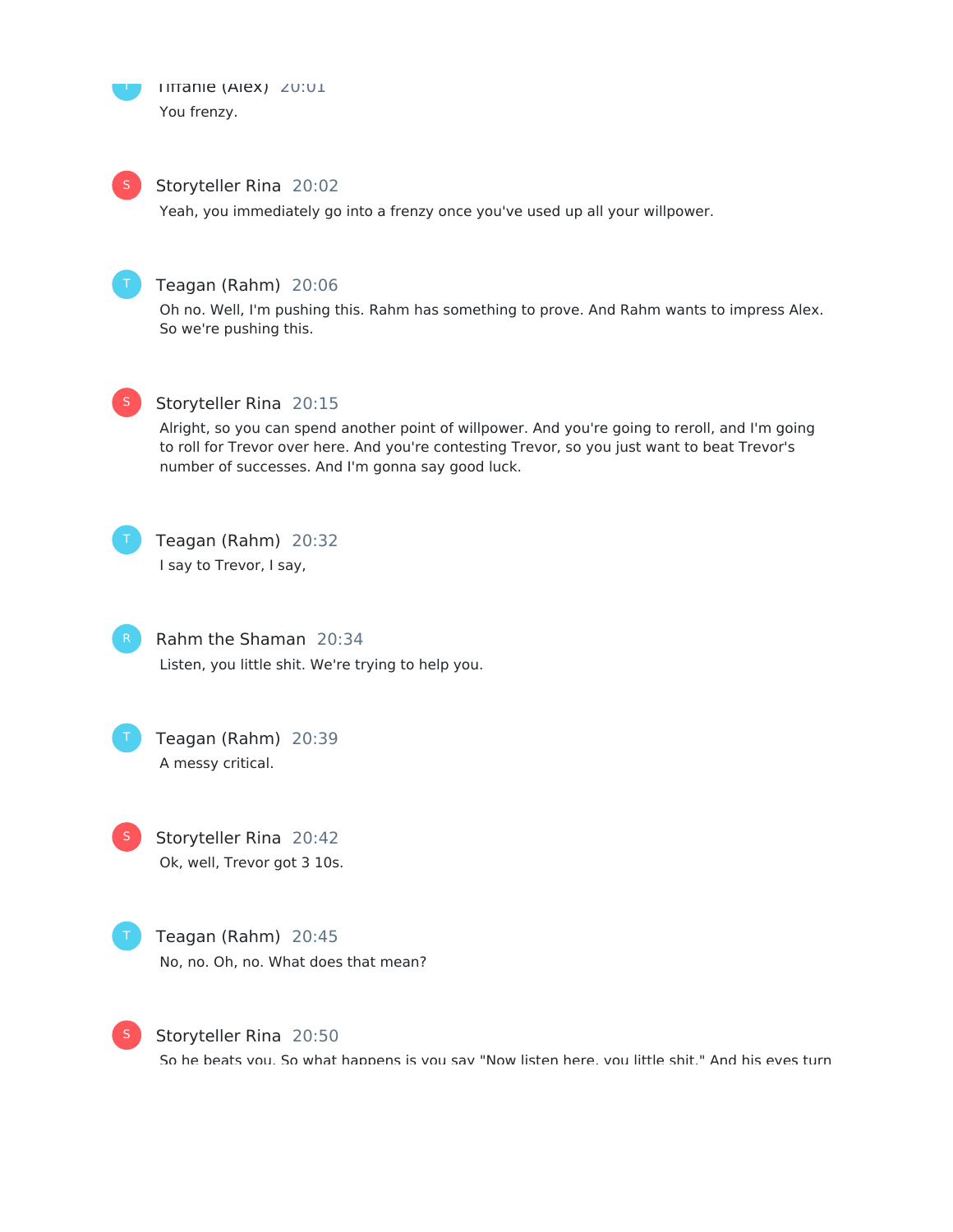Tiffanie (Alex) 20:01
You frenzy.

Storyteller Rina 20:02
Yeah, you immediately go into a frenzy once you've used up all your willpower.

Teagan (Rahm) 20:06
Oh no. Well, I'm pushing this. Rahm has something to prove. And Rahm wants to impress Alex. So we're pushing this.

Storyteller Rina 20:15
Alright, so you can spend another point of willpower. And you're going to reroll, and I'm going to roll for Trevor over here. And you're contesting Trevor, so you just want to beat Trevor's number of successes. And I'm gonna say good luck.

Teagan (Rahm) 20:32
I say to Trevor, I say,

Rahm the Shaman 20:34
Listen, you little shit. We're trying to help you.

Teagan (Rahm) 20:39
A messy critical.

Storyteller Rina 20:42
Ok, well, Trevor got 3 10s.

Teagan (Rahm) 20:45
No, no. Oh, no. What does that mean?

Storyteller Rina 20:50
So he beats you. So what happens is you say "Now listen here, you little shit." And his eyes turn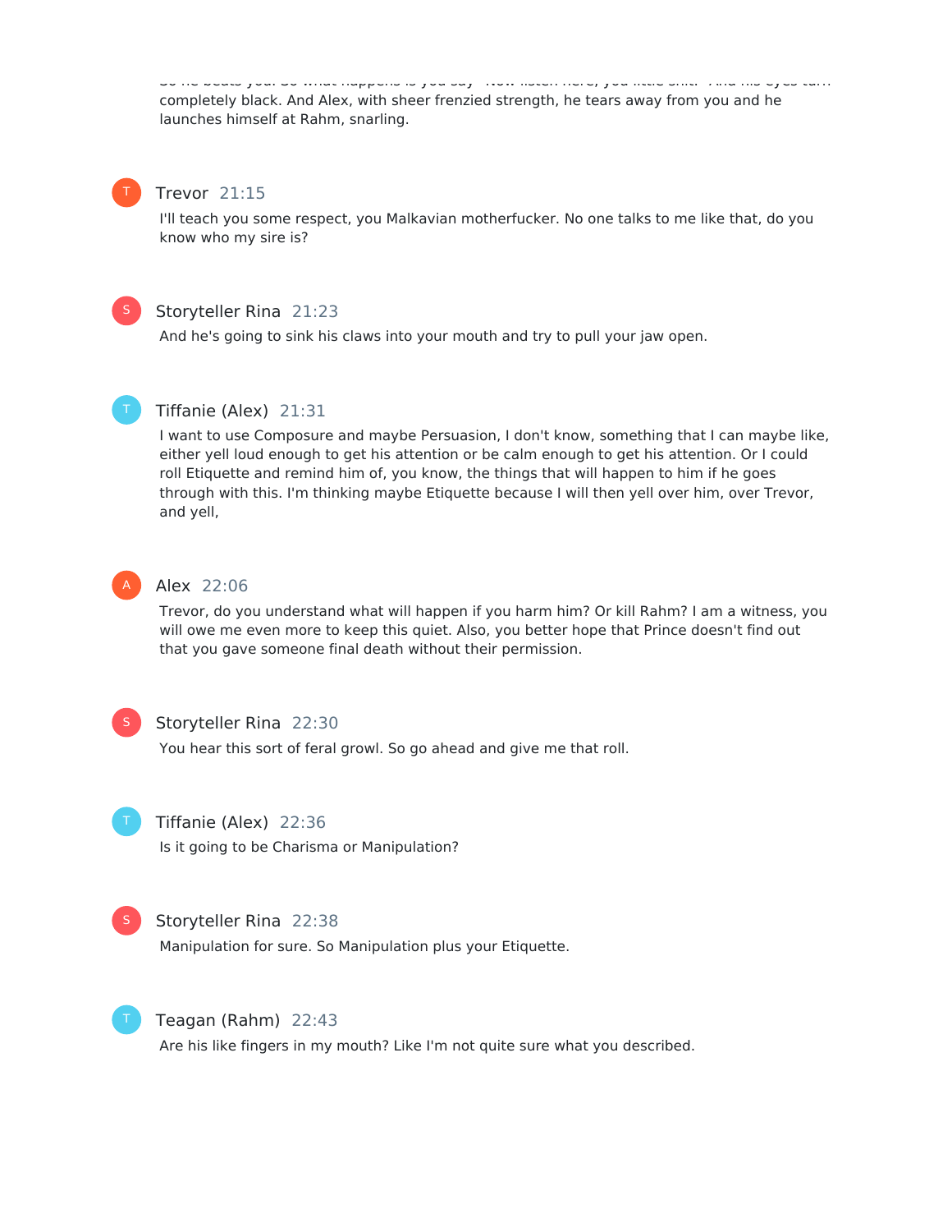So he beats you. So what happens is you say "Now listen here, you little shit." And his eyes turn completely black. And Alex, with sheer frenzied strength, he tears away from you and he launches himself at Rahm, snarling.

**Trevor** 21:15

I'll teach you some respect, you Malkavian motherfucker. No one talks to me like that, do you know who my sire is?

**Storyteller Rina** 21:23

And he's going to sink his claws into your mouth and try to pull your jaw open.

**Tiffanie (Alex)** 21:31

I want to use Composure and maybe Persuasion, I don't know, something that I can maybe like, either yell loud enough to get his attention or be calm enough to get his attention. Or I could roll Etiquette and remind him of, you know, the things that will happen to him if he goes through with this. I'm thinking maybe Etiquette because I will then yell over him, over Trevor, and yell,

**Alex** 22:06

Trevor, do you understand what will happen if you harm him? Or kill Rahm? I am a witness, you will owe me even more to keep this quiet. Also, you better hope that Prince doesn't find out that you gave someone final death without their permission.

**Storyteller Rina** 22:30

You hear this sort of feral growl. So go ahead and give me that roll.

**Tiffanie (Alex)** 22:36

Is it going to be Charisma or Manipulation?

**Storyteller Rina** 22:38

Manipulation for sure. So Manipulation plus your Etiquette.

**Teagan (Rahm)** 22:43

Are his like fingers in my mouth? Like I'm not quite sure what you described.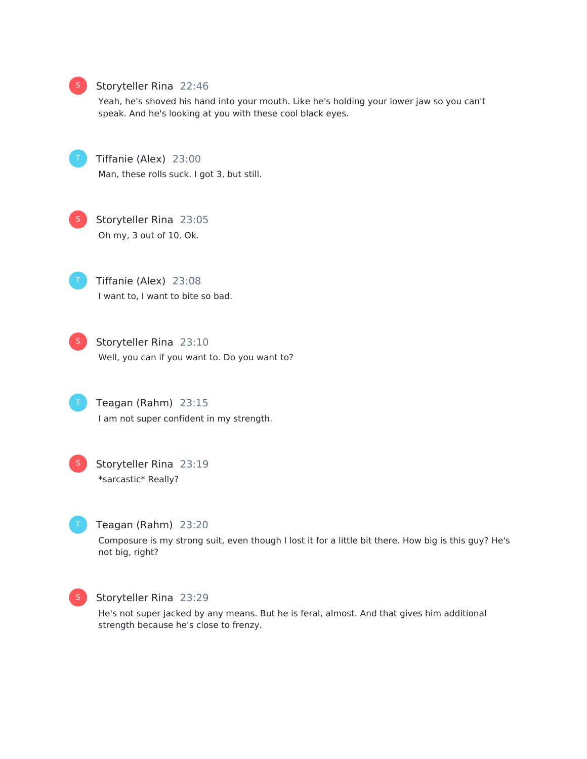**Storyteller Rina** 22:46

Yeah, he's shoved his hand into your mouth. Like he's holding your lower jaw so you can't speak. And he's looking at you with these cool black eyes.

**Tiffanie (Alex)** 23:00

Man, these rolls suck. I got 3, but still.

**Storyteller Rina** 23:05

Oh my, 3 out of 10. Ok.

**Tiffanie (Alex)** 23:08

I want to, I want to bite so bad.

**Storyteller Rina** 23:10

Well, you can if you want to. Do you want to?

**Teagan (Rahm)** 23:15

I am not super confident in my strength.

**Storyteller Rina** 23:19

*sarcastic* Really?

**Teagan (Rahm)** 23:20

Composure is my strong suit, even though I lost it for a little bit there. How big is this guy? He's not big, right?

**Storyteller Rina** 23:29

He's not super jacked by any means. But he is feral, almost. And that gives him additional strength because he's close to frenzy.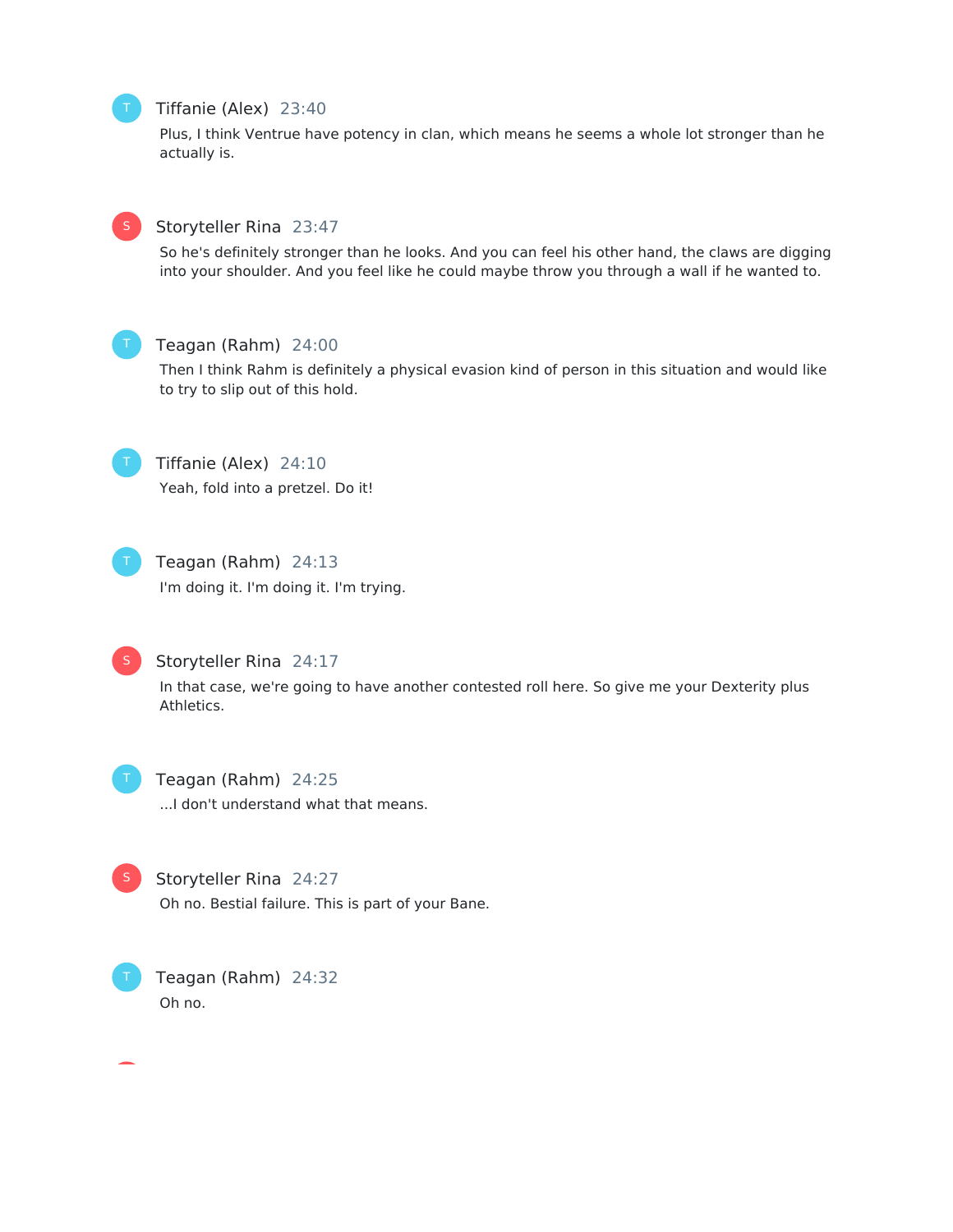**Tiffanie (Alex)** 23:40

Plus, I think Ventrue have potency in clan, which means he seems a whole lot stronger than he actually is.

**Storyteller Rina** 23:47

So he's definitely stronger than he looks. And you can feel his other hand, the claws are digging into your shoulder. And you feel like he could maybe throw you through a wall if he wanted to.

**Teagan (Rahm)** 24:00

Then I think Rahm is definitely a physical evasion kind of person in this situation and would like to try to slip out of this hold.

**Tiffanie (Alex)** 24:10

Yeah, fold into a pretzel. Do it!

**Teagan (Rahm)** 24:13

I'm doing it. I'm doing it. I'm trying.

**Storyteller Rina** 24:17

In that case, we're going to have another contested roll here. So give me your Dexterity plus Athletics.

**Teagan (Rahm)** 24:25

...I don't understand what that means.

**Storyteller Rina** 24:27

Oh no. Bestial failure. This is part of your Bane.

**Teagan (Rahm)** 24:32

Oh no.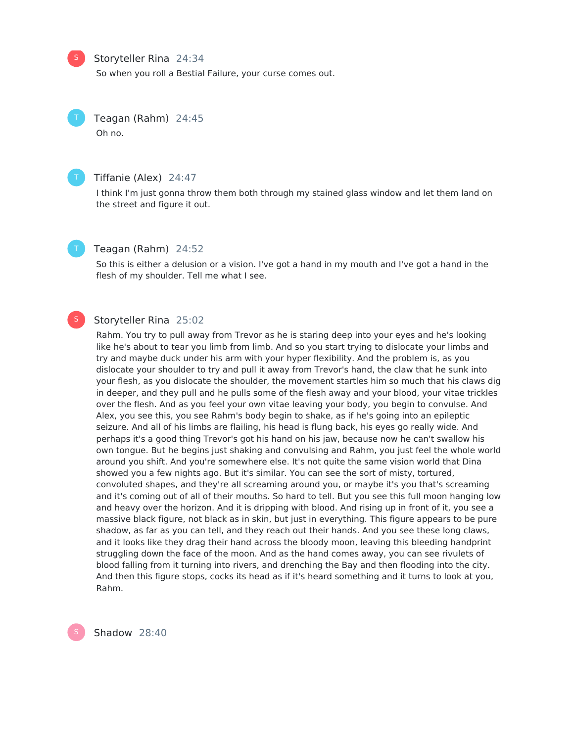**Storyteller Rina** 24:34

So when you roll a Bestial Failure, your curse comes out.

**Teagan (Rahm)** 24:45

Oh no.

**Tiffanie (Alex)** 24:47

I think I'm just gonna throw them both through my stained glass window and let them land on the street and figure it out.

**Teagan (Rahm)** 24:52

So this is either a delusion or a vision. I've got a hand in my mouth and I've got a hand in the flesh of my shoulder. Tell me what I see.

**Storyteller Rina** 25:02

Rahm. You try to pull away from Trevor as he is staring deep into your eyes and he's looking like he's about to tear you limb from limb. And so you start trying to dislocate your limbs and try and maybe duck under his arm with your hyper flexibility. And the problem is, as you dislocate your shoulder to try and pull it away from Trevor's hand, the claw that he sunk into your flesh, as you dislocate the shoulder, the movement startles him so much that his claws dig in deeper, and they pull and he pulls some of the flesh away and your blood, your vitae trickles over the flesh. And as you feel your own vitae leaving your body, you begin to convulse. And Alex, you see this, you see Rahm's body begin to shake, as if he's going into an epileptic seizure. And all of his limbs are flailing, his head is flung back, his eyes go really wide. And perhaps it's a good thing Trevor's got his hand on his jaw, because now he can't swallow his own tongue. But he begins just shaking and convulsing and Rahm, you just feel the whole world around you shift. And you're somewhere else. It's not quite the same vision world that Dina showed you a few nights ago. But it's similar. You can see the sort of misty, tortured, convoluted shapes, and they're all screaming around you, or maybe it's you that's screaming and it's coming out of all of their mouths. So hard to tell. But you see this full moon hanging low and heavy over the horizon. And it is dripping with blood. And rising up in front of it, you see a massive black figure, not black as in skin, but just in everything. This figure appears to be pure shadow, as far as you can tell, and they reach out their hands. And you see these long claws, and it looks like they drag their hand across the bloody moon, leaving this bleeding handprint struggling down the face of the moon. And as the hand comes away, you can see rivulets of blood falling from it turning into rivers, and drenching the Bay and then flooding into the city. And then this figure stops, cocks its head as if it's heard something and it turns to look at you, Rahm.

**Shadow** 28:40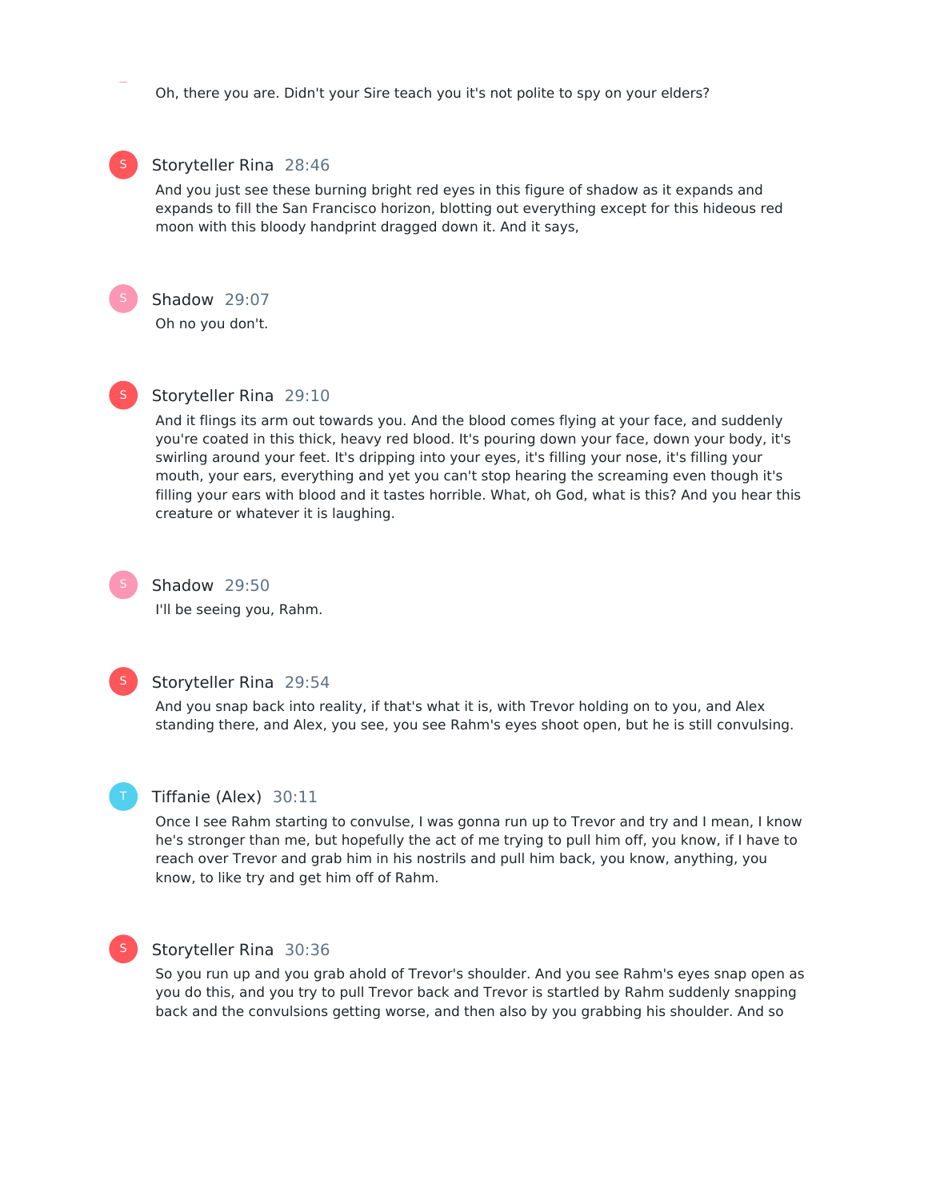Oh, there you are. Didn't your Sire teach you it's not polite to spy on your elders?

**Storyteller Rina** 28:46

And you just see these burning bright red eyes in this figure of shadow as it expands and expands to fill the San Francisco horizon, blotting out everything except for this hideous red moon with this bloody handprint dragged down it. And it says,

**Shadow** 29:07

Oh no you don't.

**Storyteller Rina** 29:10

And it flings its arm out towards you. And the blood comes flying at your face, and suddenly you're coated in this thick, heavy red blood. It's pouring down your face, down your body, it's swirling around your feet. It's dripping into your eyes, it's filling your nose, it's filling your mouth, your ears, everything and yet you can't stop hearing the screaming even though it's filling your ears with blood and it tastes horrible. What, oh God, what is this? And you hear this creature or whatever it is laughing.

**Shadow** 29:50

I'll be seeing you, Rahm.

**Storyteller Rina** 29:54

And you snap back into reality, if that's what it is, with Trevor holding on to you, and Alex standing there, and Alex, you see, you see Rahm's eyes shoot open, but he is still convulsing.

**Tiffanie (Alex)** 30:11

Once I see Rahm starting to convulse, I was gonna run up to Trevor and try and I mean, I know he's stronger than me, but hopefully the act of me trying to pull him off, you know, if I have to reach over Trevor and grab him in his nostrils and pull him back, you know, anything, you know, to like try and get him off of Rahm.

**Storyteller Rina** 30:36

So you run up and you grab ahold of Trevor's shoulder. And you see Rahm's eyes snap open as you do this, and you try to pull Trevor back and Trevor is startled by Rahm suddenly snapping back and the convulsions getting worse, and then also by you grabbing his shoulder. And so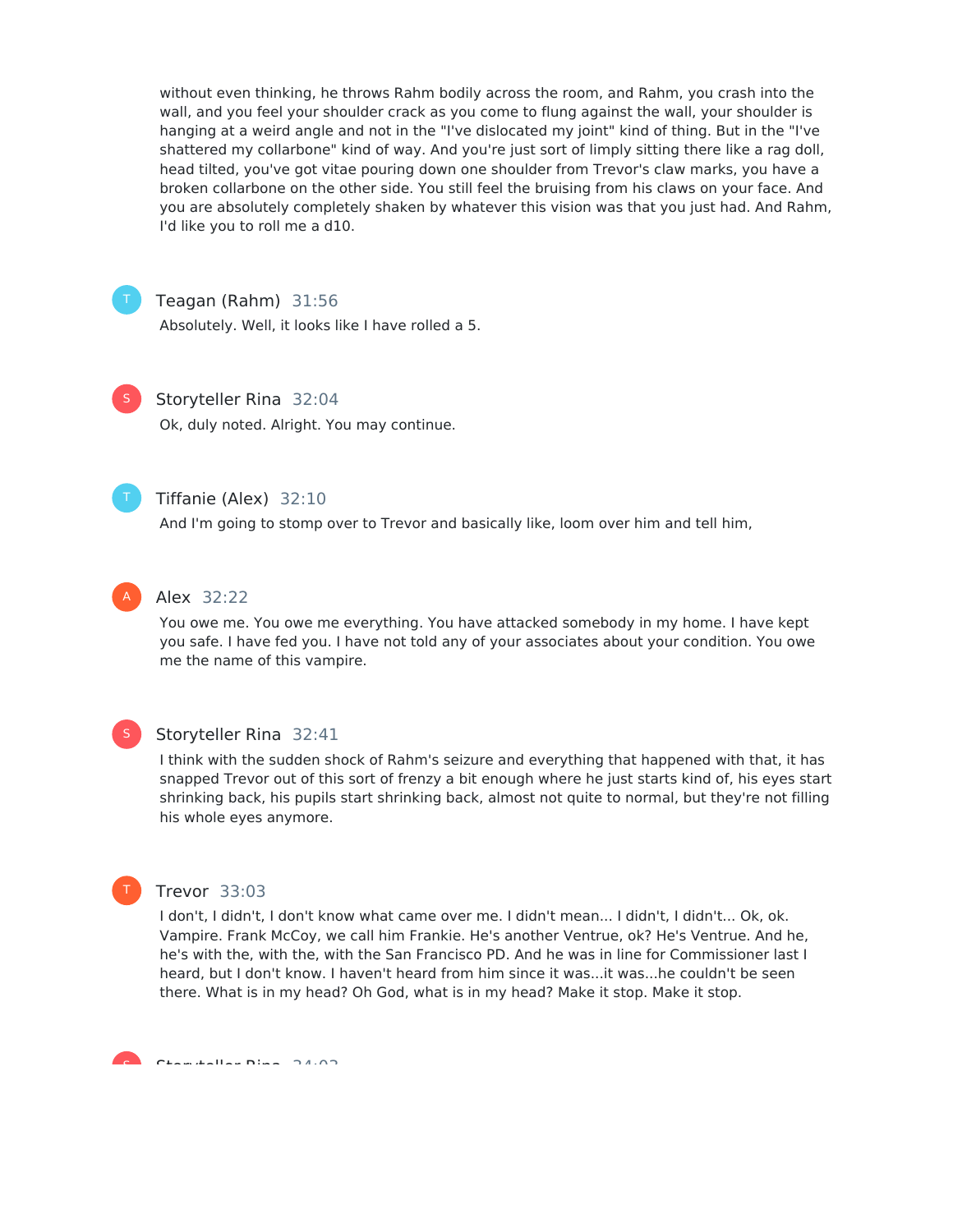without even thinking, he throws Rahm bodily across the room, and Rahm, you crash into the wall, and you feel your shoulder crack as you come to flung against the wall, your shoulder is hanging at a weird angle and not in the "I've dislocated my joint" kind of thing. But in the "I've shattered my collarbone" kind of way. And you're just sort of limply sitting there like a rag doll, head tilted, you've got vitae pouring down one shoulder from Trevor's claw marks, you have a broken collarbone on the other side. You still feel the bruising from his claws on your face. And you are absolutely completely shaken by whatever this vision was that you just had. And Rahm, I'd like you to roll me a d10.

**Teagan (Rahm)** 31:56

Absolutely. Well, it looks like I have rolled a 5.

**Storyteller Rina** 32:04

Ok, duly noted. Alright. You may continue.

**Tiffanie (Alex)** 32:10

And I'm going to stomp over to Trevor and basically like, loom over him and tell him,

**Alex** 32:22

You owe me. You owe me everything. You have attacked somebody in my home. I have kept you safe. I have fed you. I have not told any of your associates about your condition. You owe me the name of this vampire.

**Storyteller Rina** 32:41

I think with the sudden shock of Rahm's seizure and everything that happened with that, it has snapped Trevor out of this sort of frenzy a bit enough where he just starts kind of, his eyes start shrinking back, his pupils start shrinking back, almost not quite to normal, but they're not filling his whole eyes anymore.

**Trevor** 33:03

I don't, I didn't, I don't know what came over me. I didn't mean... I didn't, I didn't... Ok, ok. Vampire. Frank McCoy, we call him Frankie. He's another Ventrue, ok? He's Ventrue. And he, he's with the, with the, with the San Francisco PD. And he was in line for Commissioner last I heard, but I don't know. I haven't heard from him since it was...it was...he couldn't be seen there. What is in my head? Oh God, what is in my head? Make it stop. Make it stop.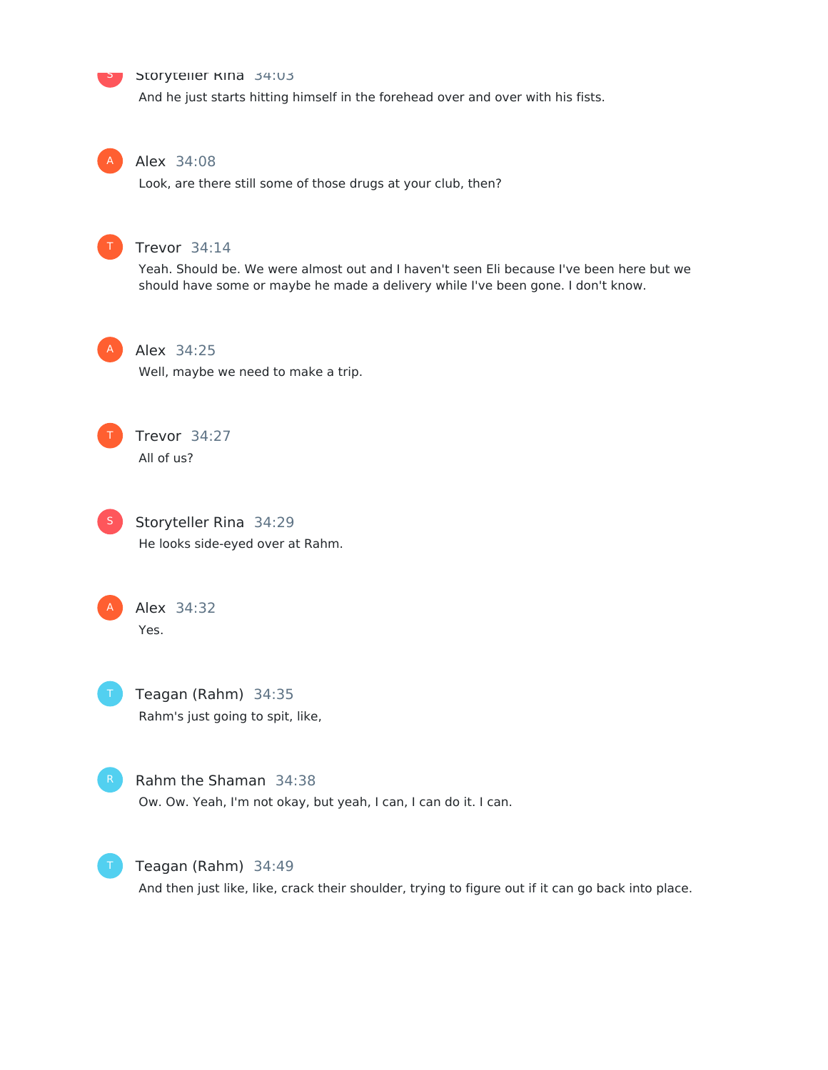**Storyteller Rina** 34:03

And he just starts hitting himself in the forehead over and over with his fists.

**Alex** 34:08

Look, are there still some of those drugs at your club, then?

**Trevor** 34:14

Yeah. Should be. We were almost out and I haven't seen Eli because I've been here but we should have some or maybe he made a delivery while I've been gone. I don't know.

**Alex** 34:25

Well, maybe we need to make a trip.

**Trevor** 34:27

All of us?

**Storyteller Rina** 34:29

He looks side-eyed over at Rahm.

**Alex** 34:32

Yes.

**Teagan (Rahm)** 34:35

Rahm's just going to spit, like,

**Rahm the Shaman** 34:38

Ow. Ow. Yeah, I'm not okay, but yeah, I can, I can do it. I can.

**Teagan (Rahm)** 34:49

And then just like, like, crack their shoulder, trying to figure out if it can go back into place.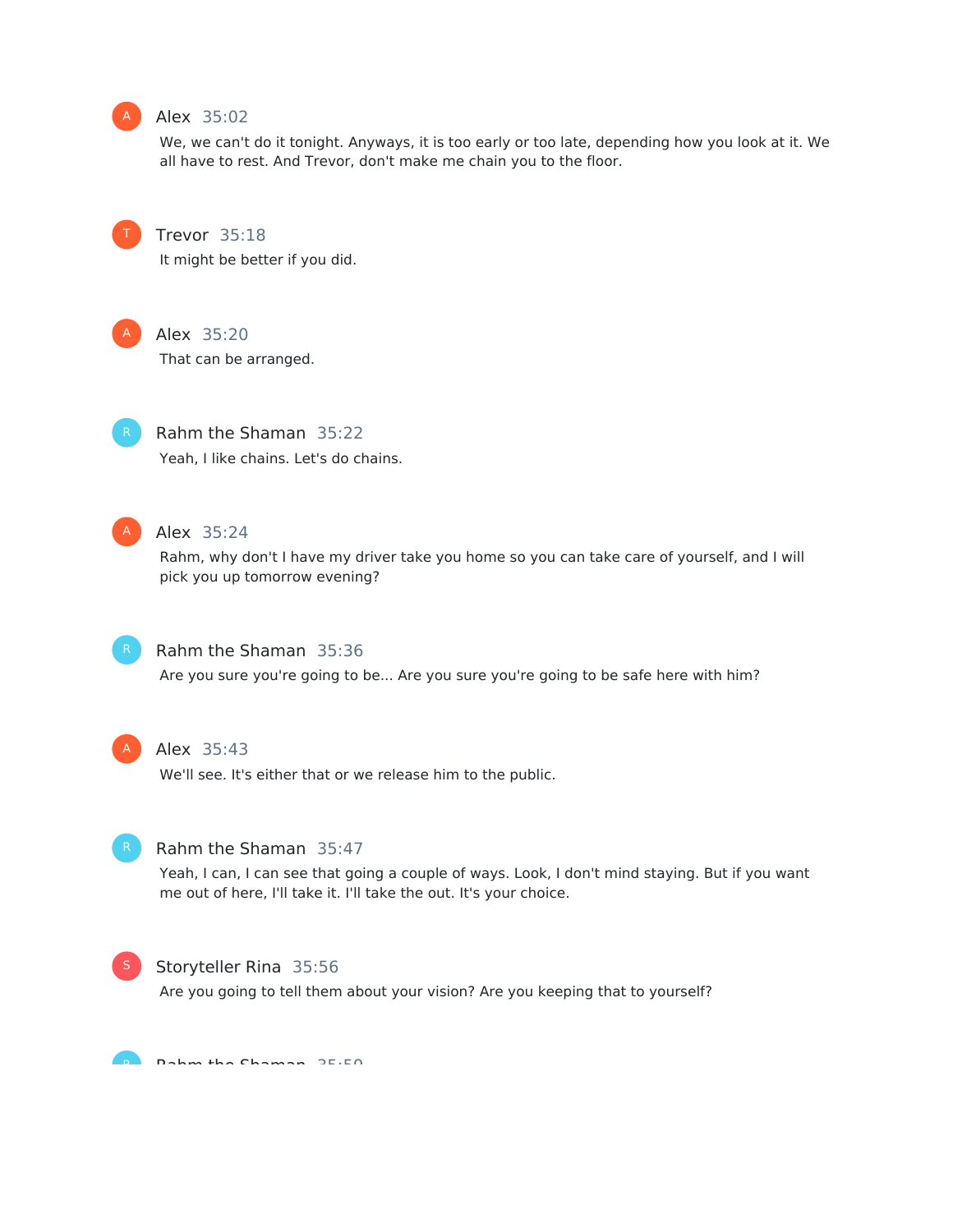**Alex** 35:02

We, we can't do it tonight. Anyways, it is too early or too late, depending how you look at it. We all have to rest. And Trevor, don't make me chain you to the floor.

**Trevor** 35:18

It might be better if you did.

**Alex** 35:20

That can be arranged.

**Rahm the Shaman** 35:22

Yeah, I like chains. Let's do chains.

**Alex** 35:24

Rahm, why don't I have my driver take you home so you can take care of yourself, and I will pick you up tomorrow evening?

**Rahm the Shaman** 35:36

Are you sure you're going to be... Are you sure you're going to be safe here with him?

**Alex** 35:43

We'll see. It's either that or we release him to the public.

**Rahm the Shaman** 35:47

Yeah, I can, I can see that going a couple of ways. Look, I don't mind staying. But if you want me out of here, I'll take it. I'll take the out. It's your choice.

**Storyteller Rina** 35:56

Are you going to tell them about your vision? Are you keeping that to yourself?

**Rahm the Shaman** 35:59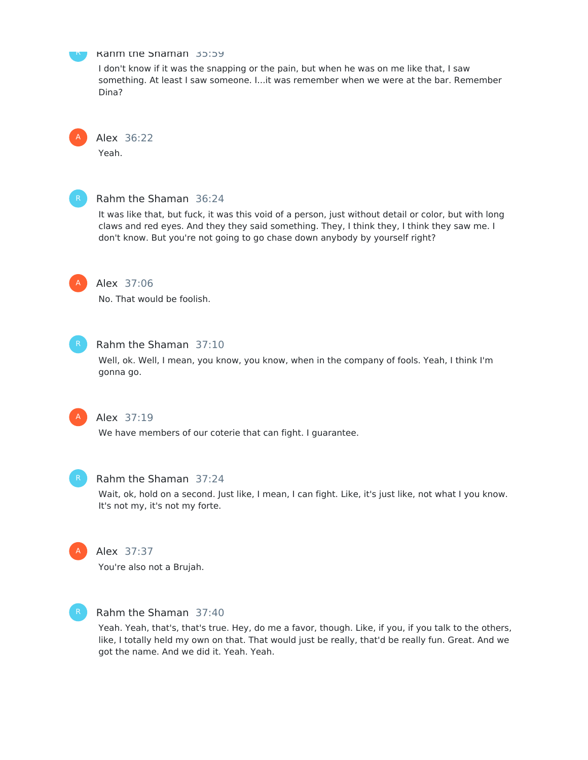Rahm the Shaman 35:59

I don't know if it was the snapping or the pain, but when he was on me like that, I saw something. At least I saw someone. I...it was remember when we were at the bar. Remember Dina?

Alex 36:22

Yeah.

Rahm the Shaman 36:24

It was like that, but fuck, it was this void of a person, just without detail or color, but with long claws and red eyes. And they they said something. They, I think they, I think they saw me. I don't know. But you're not going to go chase down anybody by yourself right?

Alex 37:06

No. That would be foolish.

Rahm the Shaman 37:10

Well, ok. Well, I mean, you know, you know, when in the company of fools. Yeah, I think I'm gonna go.

Alex 37:19

We have members of our coterie that can fight. I guarantee.

Rahm the Shaman 37:24

Wait, ok, hold on a second. Just like, I mean, I can fight. Like, it's just like, not what I you know. It's not my, it's not my forte.

Alex 37:37

You're also not a Brujah.

Rahm the Shaman 37:40

Yeah. Yeah, that's, that's true. Hey, do me a favor, though. Like, if you, if you talk to the others, like, I totally held my own on that. That would just be really, that'd be really fun. Great. And we got the name. And we did it. Yeah. Yeah.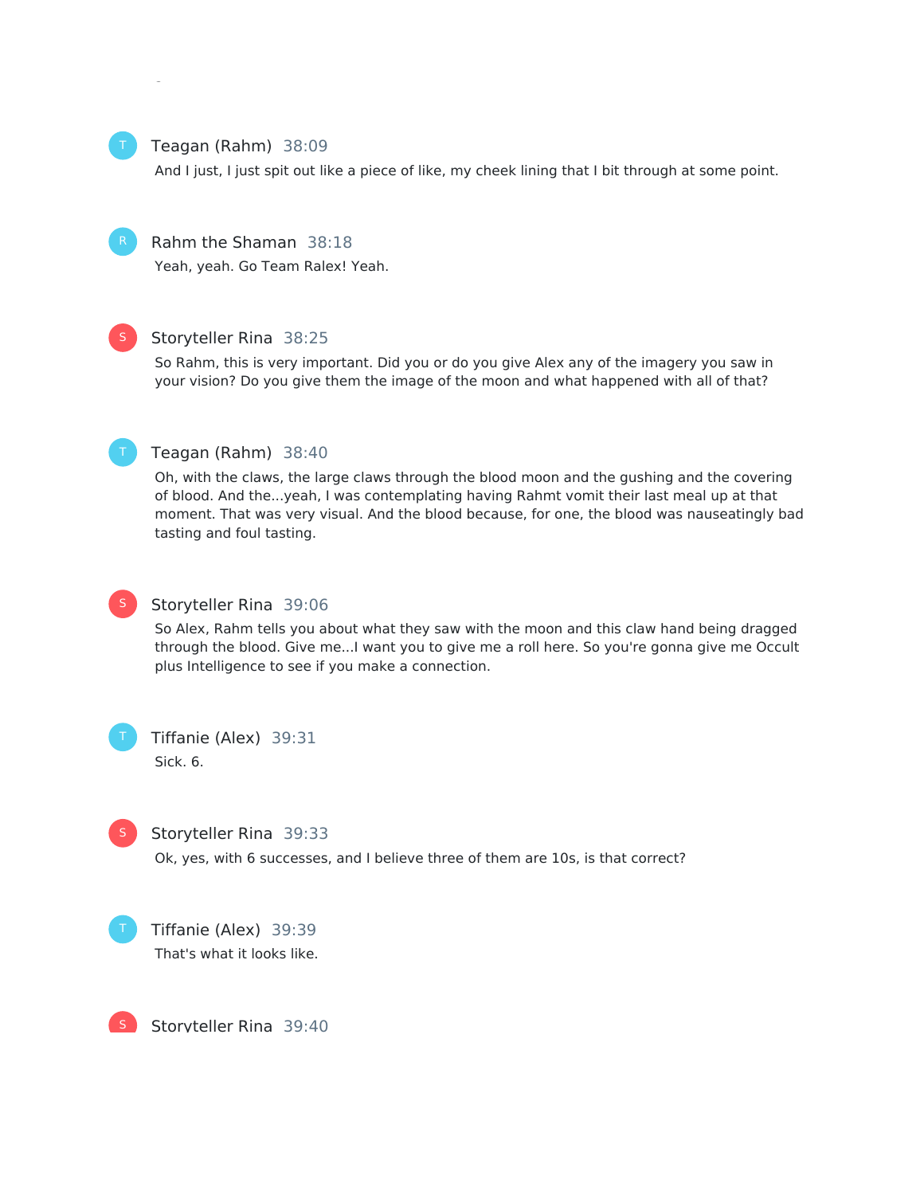**Teagan (Rahm)** 38:09

And I just, I just spit out like a piece of like, my cheek lining that I bit through at some point.

**Rahm the Shaman** 38:18

Yeah, yeah. Go Team Ralex! Yeah.

**Storyteller Rina** 38:25

So Rahm, this is very important. Did you or do you give Alex any of the imagery you saw in your vision? Do you give them the image of the moon and what happened with all of that?

**Teagan (Rahm)** 38:40

Oh, with the claws, the large claws through the blood moon and the gushing and the covering of blood. And the...yeah, I was contemplating having Rahmt vomit their last meal up at that moment. That was very visual. And the blood because, for one, the blood was nauseatingly bad tasting and foul tasting.

**Storyteller Rina** 39:06

So Alex, Rahm tells you about what they saw with the moon and this claw hand being dragged through the blood. Give me...I want you to give me a roll here. So you're gonna give me Occult plus Intelligence to see if you make a connection.

**Tiffanie (Alex)** 39:31

Sick. 6.

**Storyteller Rina** 39:33

Ok, yes, with 6 successes, and I believe three of them are 10s, is that correct?

**Tiffanie (Alex)** 39:39

That's what it looks like.

**Storyteller Rina** 39:40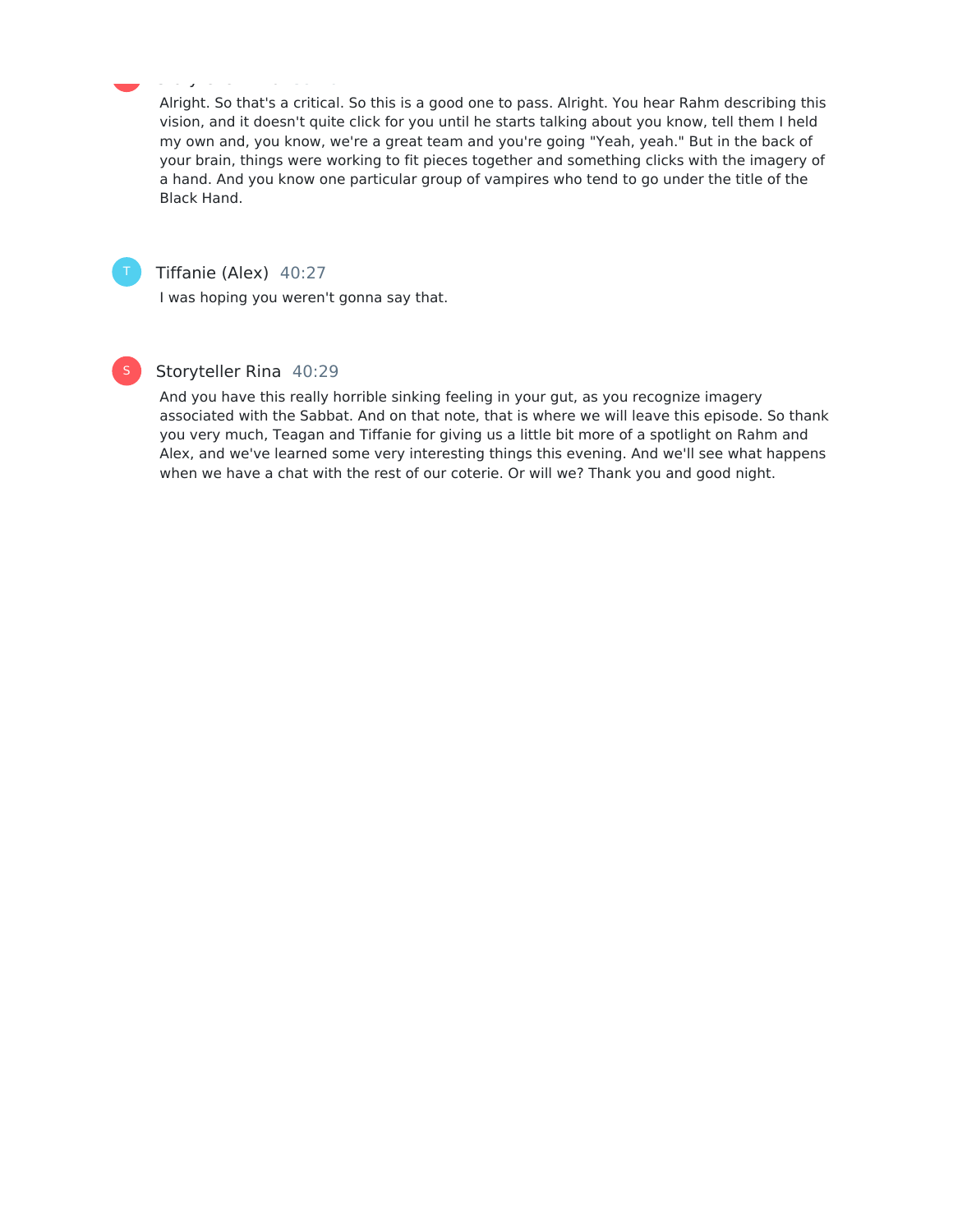Alright. So that's a critical. So this is a good one to pass. Alright. You hear Rahm describing this vision, and it doesn't quite click for you until he starts talking about you know, tell them I held my own and, you know, we're a great team and you're going "Yeah, yeah." But in the back of your brain, things were working to fit pieces together and something clicks with the imagery of a hand. And you know one particular group of vampires who tend to go under the title of the Black Hand.

**Tiffanie (Alex)** 40:27

I was hoping you weren't gonna say that.

**Storyteller Rina** 40:29

And you have this really horrible sinking feeling in your gut, as you recognize imagery associated with the Sabbat. And on that note, that is where we will leave this episode. So thank you very much, Teagan and Tiffanie for giving us a little bit more of a spotlight on Rahm and Alex, and we've learned some very interesting things this evening. And we'll see what happens when we have a chat with the rest of our coterie. Or will we? Thank you and good night.